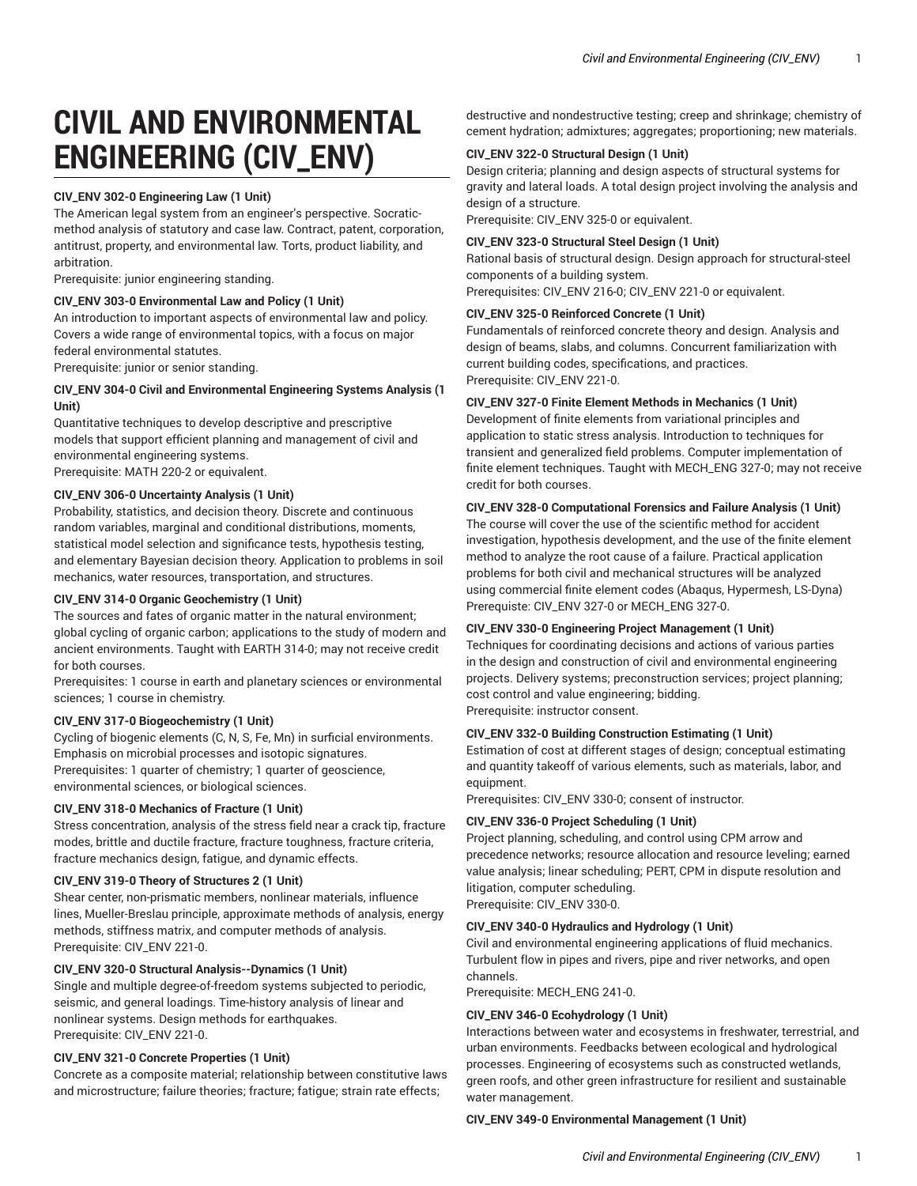# CIVIL AND ENVIRONMENTAL ENGINEERING (CIV_ENV)

**CIV_ENV 302-0 Engineering Law (1 Unit)**
The American legal system from an engineer's perspective. Socratic-method analysis of statutory and case law. Contract, patent, corporation, antitrust, property, and environmental law. Torts, product liability, and arbitration.
Prerequisite: junior engineering standing.

**CIV_ENV 303-0 Environmental Law and Policy (1 Unit)**
An introduction to important aspects of environmental law and policy. Covers a wide range of environmental topics, with a focus on major federal environmental statutes.
Prerequisite: junior or senior standing.

**CIV_ENV 304-0 Civil and Environmental Engineering Systems Analysis (1 Unit)**
Quantitative techniques to develop descriptive and prescriptive models that support efficient planning and management of civil and environmental engineering systems.
Prerequisite: MATH 220-2 or equivalent.

**CIV_ENV 306-0 Uncertainty Analysis (1 Unit)**
Probability, statistics, and decision theory. Discrete and continuous random variables, marginal and conditional distributions, moments, statistical model selection and significance tests, hypothesis testing, and elementary Bayesian decision theory. Application to problems in soil mechanics, water resources, transportation, and structures.

**CIV_ENV 314-0 Organic Geochemistry (1 Unit)**
The sources and fates of organic matter in the natural environment; global cycling of organic carbon; applications to the study of modern and ancient environments. Taught with EARTH 314-0; may not receive credit for both courses.
Prerequisites: 1 course in earth and planetary sciences or environmental sciences; 1 course in chemistry.

**CIV_ENV 317-0 Biogeochemistry (1 Unit)**
Cycling of biogenic elements (C, N, S, Fe, Mn) in surficial environments. Emphasis on microbial processes and isotopic signatures.
Prerequisites: 1 quarter of chemistry; 1 quarter of geoscience, environmental sciences, or biological sciences.

**CIV_ENV 318-0 Mechanics of Fracture (1 Unit)**
Stress concentration, analysis of the stress field near a crack tip, fracture modes, brittle and ductile fracture, fracture toughness, fracture criteria, fracture mechanics design, fatigue, and dynamic effects.

**CIV_ENV 319-0 Theory of Structures 2 (1 Unit)**
Shear center, non-prismatic members, nonlinear materials, influence lines, Mueller-Breslau principle, approximate methods of analysis, energy methods, stiffness matrix, and computer methods of analysis.
Prerequisite: CIV_ENV 221-0.

**CIV_ENV 320-0 Structural Analysis--Dynamics (1 Unit)**
Single and multiple degree-of-freedom systems subjected to periodic, seismic, and general loadings. Time-history analysis of linear and nonlinear systems. Design methods for earthquakes.
Prerequisite: CIV_ENV 221-0.

**CIV_ENV 321-0 Concrete Properties (1 Unit)**
Concrete as a composite material; relationship between constitutive laws and microstructure; failure theories; fracture; fatigue; strain rate effects; destructive and nondestructive testing; creep and shrinkage; chemistry of cement hydration; admixtures; aggregates; proportioning; new materials.

**CIV_ENV 322-0 Structural Design (1 Unit)**
Design criteria; planning and design aspects of structural systems for gravity and lateral loads. A total design project involving the analysis and design of a structure.
Prerequisite: CIV_ENV 325-0 or equivalent.

**CIV_ENV 323-0 Structural Steel Design (1 Unit)**
Rational basis of structural design. Design approach for structural-steel components of a building system.
Prerequisites: CIV_ENV 216-0; CIV_ENV 221-0 or equivalent.

**CIV_ENV 325-0 Reinforced Concrete (1 Unit)**
Fundamentals of reinforced concrete theory and design. Analysis and design of beams, slabs, and columns. Concurrent familiarization with current building codes, specifications, and practices.
Prerequisite: CIV_ENV 221-0.

**CIV_ENV 327-0 Finite Element Methods in Mechanics (1 Unit)**
Development of finite elements from variational principles and application to static stress analysis. Introduction to techniques for transient and generalized field problems. Computer implementation of finite element techniques. Taught with MECH_ENG 327-0; may not receive credit for both courses.

**CIV_ENV 328-0 Computational Forensics and Failure Analysis (1 Unit)**
The course will cover the use of the scientific method for accident investigation, hypothesis development, and the use of the finite element method to analyze the root cause of a failure. Practical application problems for both civil and mechanical structures will be analyzed using commercial finite element codes (Abaqus, Hypermesh, LS-Dyna)
Prerequiste: CIV_ENV 327-0 or MECH_ENG 327-0.

**CIV_ENV 330-0 Engineering Project Management (1 Unit)**
Techniques for coordinating decisions and actions of various parties in the design and construction of civil and environmental engineering projects. Delivery systems; preconstruction services; project planning; cost control and value engineering; bidding.
Prerequisite: instructor consent.

**CIV_ENV 332-0 Building Construction Estimating (1 Unit)**
Estimation of cost at different stages of design; conceptual estimating and quantity takeoff of various elements, such as materials, labor, and equipment.
Prerequisites: CIV_ENV 330-0; consent of instructor.

**CIV_ENV 336-0 Project Scheduling (1 Unit)**
Project planning, scheduling, and control using CPM arrow and precedence networks; resource allocation and resource leveling; earned value analysis; linear scheduling; PERT, CPM in dispute resolution and litigation, computer scheduling.
Prerequisite: CIV_ENV 330-0.

**CIV_ENV 340-0 Hydraulics and Hydrology (1 Unit)**
Civil and environmental engineering applications of fluid mechanics. Turbulent flow in pipes and rivers, pipe and river networks, and open channels.
Prerequisite: MECH_ENG 241-0.

**CIV_ENV 346-0 Ecohydrology (1 Unit)**
Interactions between water and ecosystems in freshwater, terrestrial, and urban environments. Feedbacks between ecological and hydrological processes. Engineering of ecosystems such as constructed wetlands, green roofs, and other green infrastructure for resilient and sustainable water management.

**CIV_ENV 349-0 Environmental Management (1 Unit)**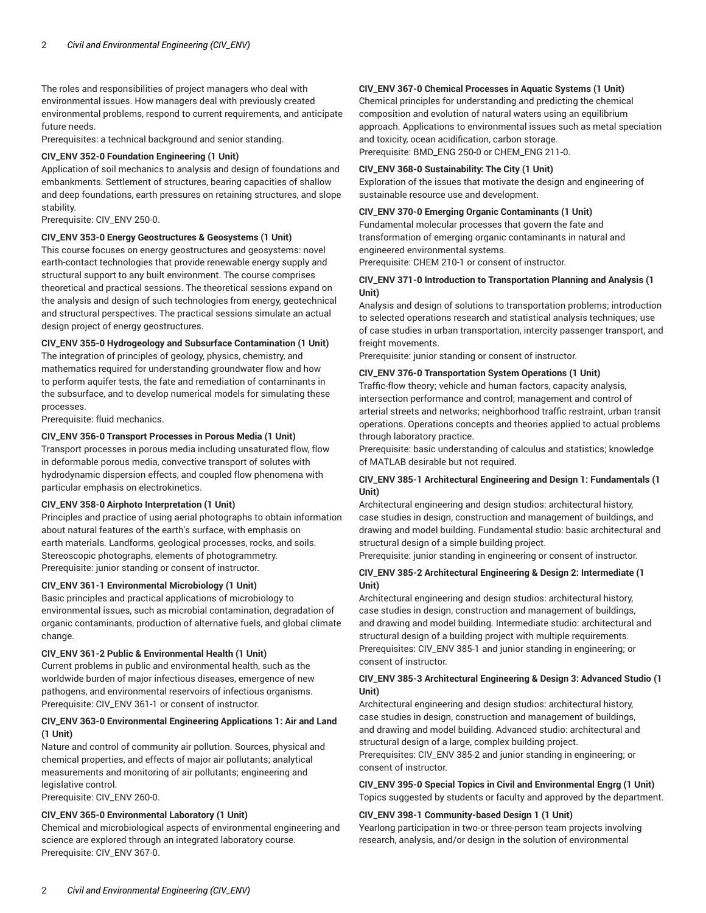The roles and responsibilities of project managers who deal with environmental issues. How managers deal with previously created environmental problems, respond to current requirements, and anticipate future needs.
Prerequisites: a technical background and senior standing.

**CIV_ENV 352-0 Foundation Engineering (1 Unit)**
Application of soil mechanics to analysis and design of foundations and embankments. Settlement of structures, bearing capacities of shallow and deep foundations, earth pressures on retaining structures, and slope stability.
Prerequisite: CIV_ENV 250-0.

**CIV_ENV 353-0 Energy Geostructures & Geosystems (1 Unit)**
This course focuses on energy geostructures and geosystems: novel earth-contact technologies that provide renewable energy supply and structural support to any built environment. The course comprises theoretical and practical sessions. The theoretical sessions expand on the analysis and design of such technologies from energy, geotechnical and structural perspectives. The practical sessions simulate an actual design project of energy geostructures.

**CIV_ENV 355-0 Hydrogeology and Subsurface Contamination (1 Unit)**
The integration of principles of geology, physics, chemistry, and mathematics required for understanding groundwater flow and how to perform aquifer tests, the fate and remediation of contaminants in the subsurface, and to develop numerical models for simulating these processes.
Prerequisite: fluid mechanics.

**CIV_ENV 356-0 Transport Processes in Porous Media (1 Unit)**
Transport processes in porous media including unsaturated flow, flow in deformable porous media, convective transport of solutes with hydrodynamic dispersion effects, and coupled flow phenomena with particular emphasis on electrokinetics.

**CIV_ENV 358-0 Airphoto Interpretation (1 Unit)**
Principles and practice of using aerial photographs to obtain information about natural features of the earth's surface, with emphasis on earth materials. Landforms, geological processes, rocks, and soils. Stereoscopic photographs, elements of photogrammetry.
Prerequisite: junior standing or consent of instructor.

**CIV_ENV 361-1 Environmental Microbiology (1 Unit)**
Basic principles and practical applications of microbiology to environmental issues, such as microbial contamination, degradation of organic contaminants, production of alternative fuels, and global climate change.

**CIV_ENV 361-2 Public & Environmental Health (1 Unit)**
Current problems in public and environmental health, such as the worldwide burden of major infectious diseases, emergence of new pathogens, and environmental reservoirs of infectious organisms.
Prerequisite: CIV_ENV 361-1 or consent of instructor.

**CIV_ENV 363-0 Environmental Engineering Applications 1: Air and Land (1 Unit)**
Nature and control of community air pollution. Sources, physical and chemical properties, and effects of major air pollutants; analytical measurements and monitoring of air pollutants; engineering and legislative control.
Prerequisite: CIV_ENV 260-0.

**CIV_ENV 365-0 Environmental Laboratory (1 Unit)**
Chemical and microbiological aspects of environmental engineering and science are explored through an integrated laboratory course.
Prerequisite: CIV_ENV 367-0.

**CIV_ENV 367-0 Chemical Processes in Aquatic Systems (1 Unit)**
Chemical principles for understanding and predicting the chemical composition and evolution of natural waters using an equilibrium approach. Applications to environmental issues such as metal speciation and toxicity, ocean acidification, carbon storage.
Prerequisite: BMD_ENG 250-0 or CHEM_ENG 211-0.

**CIV_ENV 368-0 Sustainability: The City (1 Unit)**
Exploration of the issues that motivate the design and engineering of sustainable resource use and development.

**CIV_ENV 370-0 Emerging Organic Contaminants (1 Unit)**
Fundamental molecular processes that govern the fate and transformation of emerging organic contaminants in natural and engineered environmental systems.
Prerequisite: CHEM 210-1 or consent of instructor.

**CIV_ENV 371-0 Introduction to Transportation Planning and Analysis (1 Unit)**
Analysis and design of solutions to transportation problems; introduction to selected operations research and statistical analysis techniques; use of case studies in urban transportation, intercity passenger transport, and freight movements.
Prerequisite: junior standing or consent of instructor.

**CIV_ENV 376-0 Transportation System Operations (1 Unit)**
Traffic-flow theory; vehicle and human factors, capacity analysis, intersection performance and control; management and control of arterial streets and networks; neighborhood traffic restraint, urban transit operations. Operations concepts and theories applied to actual problems through laboratory practice.
Prerequisite: basic understanding of calculus and statistics; knowledge of MATLAB desirable but not required.

**CIV_ENV 385-1 Architectural Engineering and Design 1: Fundamentals (1 Unit)**
Architectural engineering and design studios: architectural history, case studies in design, construction and management of buildings, and drawing and model building. Fundamental studio: basic architectural and structural design of a simple building project.
Prerequisite: junior standing in engineering or consent of instructor.

**CIV_ENV 385-2 Architectural Engineering & Design 2: Intermediate (1 Unit)**
Architectural engineering and design studios: architectural history, case studies in design, construction and management of buildings, and drawing and model building. Intermediate studio: architectural and structural design of a building project with multiple requirements.
Prerequisites: CIV_ENV 385-1 and junior standing in engineering; or consent of instructor.

**CIV_ENV 385-3 Architectural Engineering & Design 3: Advanced Studio (1 Unit)**
Architectural engineering and design studios: architectural history, case studies in design, construction and management of buildings, and drawing and model building. Advanced studio: architectural and structural design of a large, complex building project.
Prerequisites: CIV_ENV 385-2 and junior standing in engineering; or consent of instructor.

**CIV_ENV 395-0 Special Topics in Civil and Environmental Engrg (1 Unit)**
Topics suggested by students or faculty and approved by the department.

**CIV_ENV 398-1 Community-based Design 1 (1 Unit)**
Yearlong participation in two-or three-person team projects involving research, analysis, and/or design in the solution of environmental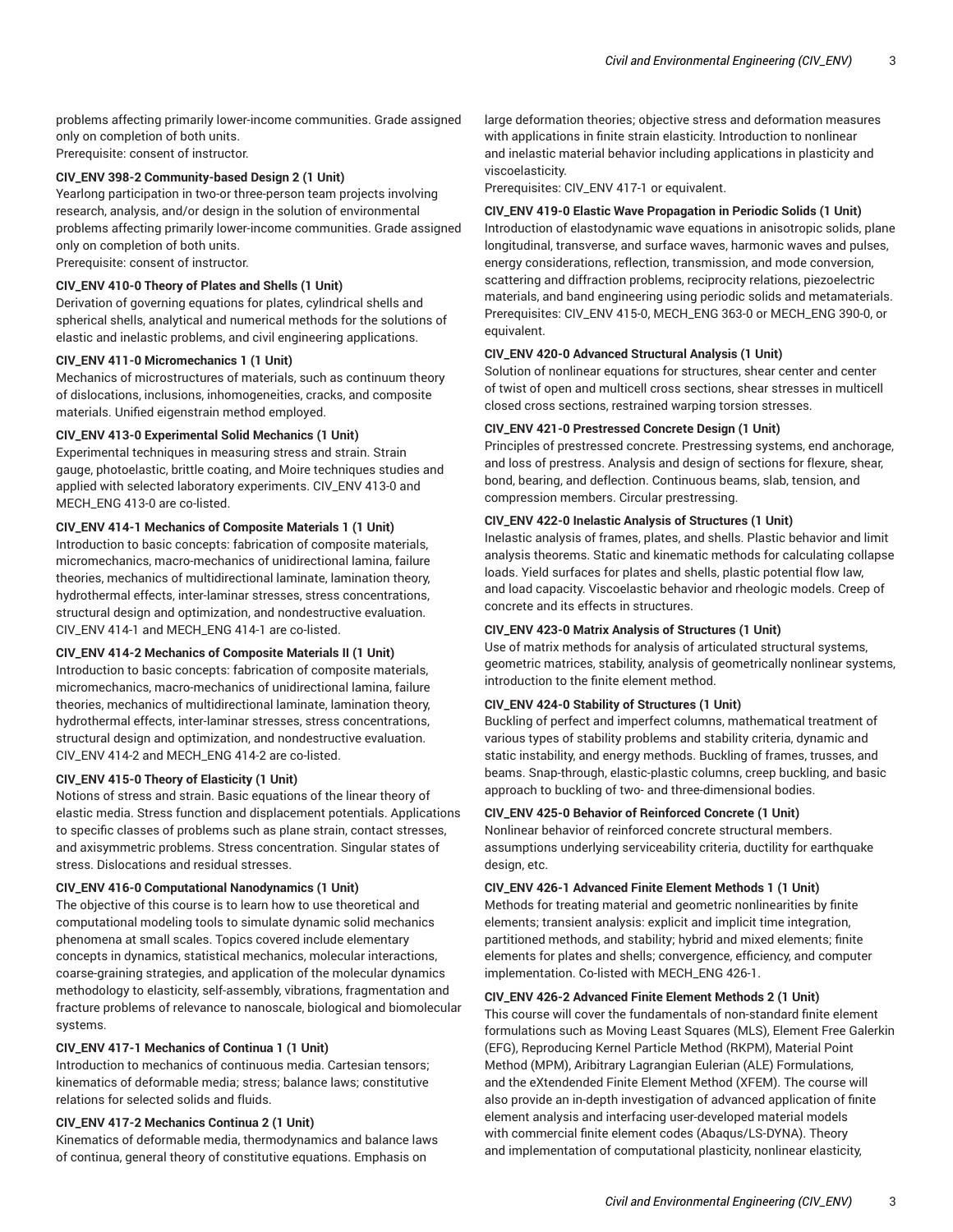problems affecting primarily lower-income communities. Grade assigned only on completion of both units.
Prerequisite: consent of instructor.

**CIV_ENV 398-2 Community-based Design 2 (1 Unit)**
Yearlong participation in two-or three-person team projects involving research, analysis, and/or design in the solution of environmental problems affecting primarily lower-income communities. Grade assigned only on completion of both units.
Prerequisite: consent of instructor.

**CIV_ENV 410-0 Theory of Plates and Shells (1 Unit)**
Derivation of governing equations for plates, cylindrical shells and spherical shells, analytical and numerical methods for the solutions of elastic and inelastic problems, and civil engineering applications.

**CIV_ENV 411-0 Micromechanics 1 (1 Unit)**
Mechanics of microstructures of materials, such as continuum theory of dislocations, inclusions, inhomogeneities, cracks, and composite materials. Unified eigenstrain method employed.

**CIV_ENV 413-0 Experimental Solid Mechanics (1 Unit)**
Experimental techniques in measuring stress and strain. Strain gauge, photoelastic, brittle coating, and Moire techniques studies and applied with selected laboratory experiments. CIV_ENV 413-0 and MECH_ENG 413-0 are co-listed.

**CIV_ENV 414-1 Mechanics of Composite Materials 1 (1 Unit)**
Introduction to basic concepts: fabrication of composite materials, micromechanics, macro-mechanics of unidirectional lamina, failure theories, mechanics of multidirectional laminate, lamination theory, hydrothermal effects, inter-laminar stresses, stress concentrations, structural design and optimization, and nondestructive evaluation. CIV_ENV 414-1 and MECH_ENG 414-1 are co-listed.

**CIV_ENV 414-2 Mechanics of Composite Materials II (1 Unit)**
Introduction to basic concepts: fabrication of composite materials, micromechanics, macro-mechanics of unidirectional lamina, failure theories, mechanics of multidirectional laminate, lamination theory, hydrothermal effects, inter-laminar stresses, stress concentrations, structural design and optimization, and nondestructive evaluation. CIV_ENV 414-2 and MECH_ENG 414-2 are co-listed.

**CIV_ENV 415-0 Theory of Elasticity (1 Unit)**
Notions of stress and strain. Basic equations of the linear theory of elastic media. Stress function and displacement potentials. Applications to specific classes of problems such as plane strain, contact stresses, and axisymmetric problems. Stress concentration. Singular states of stress. Dislocations and residual stresses.

**CIV_ENV 416-0 Computational Nanodynamics (1 Unit)**
The objective of this course is to learn how to use theoretical and computational modeling tools to simulate dynamic solid mechanics phenomena at small scales. Topics covered include elementary concepts in dynamics, statistical mechanics, molecular interactions, coarse-graining strategies, and application of the molecular dynamics methodology to elasticity, self-assembly, vibrations, fragmentation and fracture problems of relevance to nanoscale, biological and biomolecular systems.

**CIV_ENV 417-1 Mechanics of Continua 1 (1 Unit)**
Introduction to mechanics of continuous media. Cartesian tensors; kinematics of deformable media; stress; balance laws; constitutive relations for selected solids and fluids.

**CIV_ENV 417-2 Mechanics Continua 2 (1 Unit)**
Kinematics of deformable media, thermodynamics and balance laws of continua, general theory of constitutive equations. Emphasis on large deformation theories; objective stress and deformation measures with applications in finite strain elasticity. Introduction to nonlinear and inelastic material behavior including applications in plasticity and viscoelasticity.
Prerequisites: CIV_ENV 417-1 or equivalent.

**CIV_ENV 419-0 Elastic Wave Propagation in Periodic Solids (1 Unit)**
Introduction of elastodynamic wave equations in anisotropic solids, plane longitudinal, transverse, and surface waves, harmonic waves and pulses, energy considerations, reflection, transmission, and mode conversion, scattering and diffraction problems, reciprocity relations, piezoelectric materials, and band engineering using periodic solids and metamaterials.
Prerequisites: CIV_ENV 415-0, MECH_ENG 363-0 or MECH_ENG 390-0, or equivalent.

**CIV_ENV 420-0 Advanced Structural Analysis (1 Unit)**
Solution of nonlinear equations for structures, shear center and center of twist of open and multicell cross sections, shear stresses in multicell closed cross sections, restrained warping torsion stresses.

**CIV_ENV 421-0 Prestressed Concrete Design (1 Unit)**
Principles of prestressed concrete. Prestressing systems, end anchorage, and loss of prestress. Analysis and design of sections for flexure, shear, bond, bearing, and deflection. Continuous beams, slab, tension, and compression members. Circular prestressing.

**CIV_ENV 422-0 Inelastic Analysis of Structures (1 Unit)**
Inelastic analysis of frames, plates, and shells. Plastic behavior and limit analysis theorems. Static and kinematic methods for calculating collapse loads. Yield surfaces for plates and shells, plastic potential flow law, and load capacity. Viscoelastic behavior and rheologic models. Creep of concrete and its effects in structures.

**CIV_ENV 423-0 Matrix Analysis of Structures (1 Unit)**
Use of matrix methods for analysis of articulated structural systems, geometric matrices, stability, analysis of geometrically nonlinear systems, introduction to the finite element method.

**CIV_ENV 424-0 Stability of Structures (1 Unit)**
Buckling of perfect and imperfect columns, mathematical treatment of various types of stability problems and stability criteria, dynamic and static instability, and energy methods. Buckling of frames, trusses, and beams. Snap-through, elastic-plastic columns, creep buckling, and basic approach to buckling of two- and three-dimensional bodies.

**CIV_ENV 425-0 Behavior of Reinforced Concrete (1 Unit)**
Nonlinear behavior of reinforced concrete structural members. assumptions underlying serviceability criteria, ductility for earthquake design, etc.

**CIV_ENV 426-1 Advanced Finite Element Methods 1 (1 Unit)**
Methods for treating material and geometric nonlinearities by finite elements; transient analysis: explicit and implicit time integration, partitioned methods, and stability; hybrid and mixed elements; finite elements for plates and shells; convergence, efficiency, and computer implementation. Co-listed with MECH_ENG 426-1.

**CIV_ENV 426-2 Advanced Finite Element Methods 2 (1 Unit)**
This course will cover the fundamentals of non-standard finite element formulations such as Moving Least Squares (MLS), Element Free Galerkin (EFG), Reproducing Kernel Particle Method (RKPM), Material Point Method (MPM), Arbitrary Lagrangian Eulerian (ALE) Formulations, and the eXtendended Finite Element Method (XFEM). The course will also provide an in-depth investigation of advanced application of finite element analysis and interfacing user-developed material models with commercial finite element codes (Abaqus/LS-DYNA). Theory and implementation of computational plasticity, nonlinear elasticity,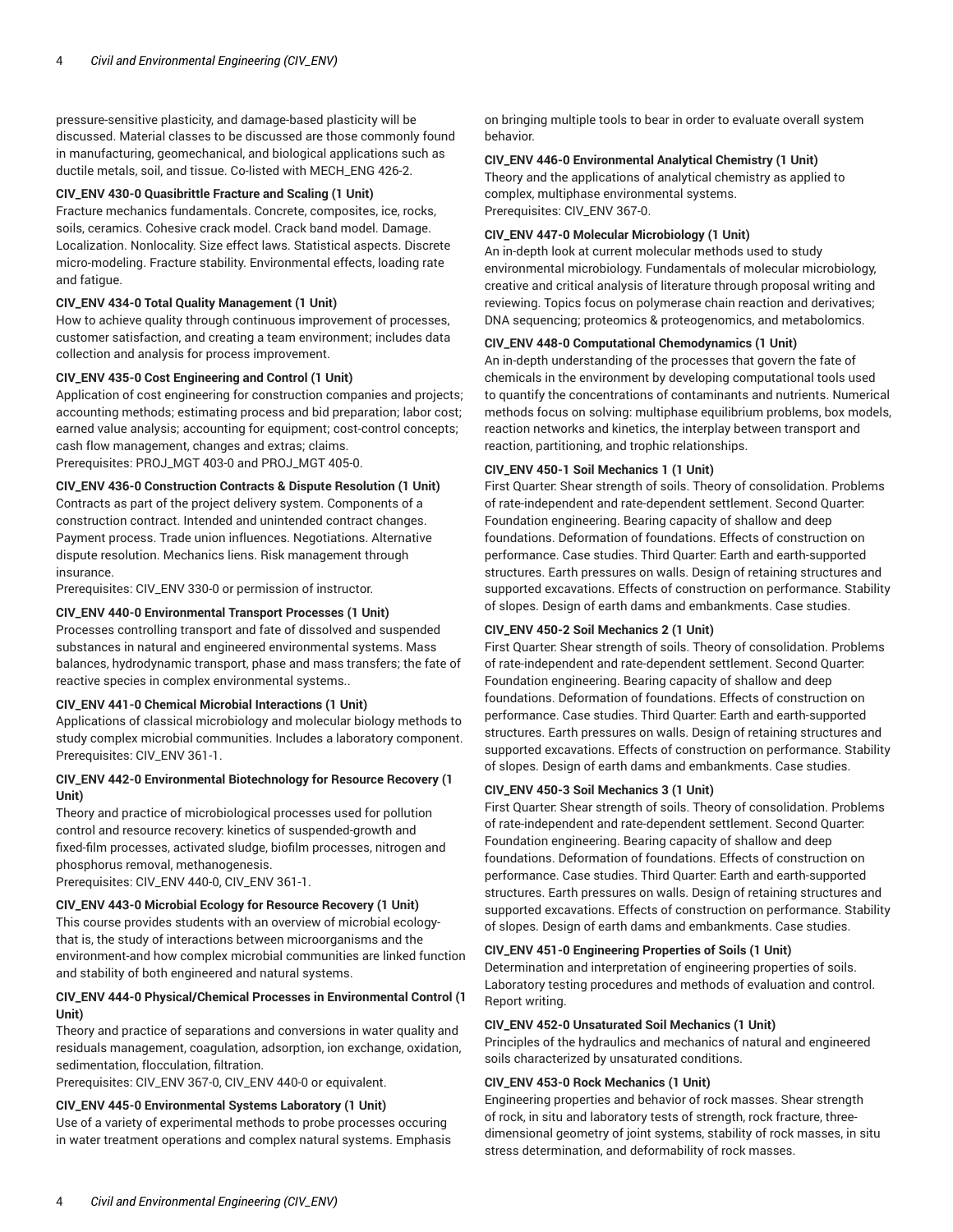pressure-sensitive plasticity, and damage-based plasticity will be discussed. Material classes to be discussed are those commonly found in manufacturing, geomechanical, and biological applications such as ductile metals, soil, and tissue. Co-listed with MECH_ENG 426-2.

**CIV_ENV 430-0 Quasibrittle Fracture and Scaling (1 Unit)**
Fracture mechanics fundamentals. Concrete, composites, ice, rocks, soils, ceramics. Cohesive crack model. Crack band model. Damage. Localization. Nonlocality. Size effect laws. Statistical aspects. Discrete micro-modeling. Fracture stability. Environmental effects, loading rate and fatigue.

**CIV_ENV 434-0 Total Quality Management (1 Unit)**
How to achieve quality through continuous improvement of processes, customer satisfaction, and creating a team environment; includes data collection and analysis for process improvement.

**CIV_ENV 435-0 Cost Engineering and Control (1 Unit)**
Application of cost engineering for construction companies and projects; accounting methods; estimating process and bid preparation; labor cost; earned value analysis; accounting for equipment; cost-control concepts; cash flow management, changes and extras; claims.
Prerequisites: PROJ_MGT 403-0 and PROJ_MGT 405-0.

**CIV_ENV 436-0 Construction Contracts & Dispute Resolution (1 Unit)**
Contracts as part of the project delivery system. Components of a construction contract. Intended and unintended contract changes. Payment process. Trade union influences. Negotiations. Alternative dispute resolution. Mechanics liens. Risk management through insurance.
Prerequisites: CIV_ENV 330-0 or permission of instructor.

**CIV_ENV 440-0 Environmental Transport Processes (1 Unit)**
Processes controlling transport and fate of dissolved and suspended substances in natural and engineered environmental systems. Mass balances, hydrodynamic transport, phase and mass transfers; the fate of reactive species in complex environmental systems..

**CIV_ENV 441-0 Chemical Microbial Interactions (1 Unit)**
Applications of classical microbiology and molecular biology methods to study complex microbial communities. Includes a laboratory component.
Prerequisites: CIV_ENV 361-1.

**CIV_ENV 442-0 Environmental Biotechnology for Resource Recovery (1 Unit)**
Theory and practice of microbiological processes used for pollution control and resource recovery: kinetics of suspended-growth and fixed-film processes, activated sludge, biofilm processes, nitrogen and phosphorus removal, methanogenesis.
Prerequisites: CIV_ENV 440-0, CIV_ENV 361-1.

**CIV_ENV 443-0 Microbial Ecology for Resource Recovery (1 Unit)**
This course provides students with an overview of microbial ecology-that is, the study of interactions between microorganisms and the environment-and how complex microbial communities are linked function and stability of both engineered and natural systems.

**CIV_ENV 444-0 Physical/Chemical Processes in Environmental Control (1 Unit)**
Theory and practice of separations and conversions in water quality and residuals management, coagulation, adsorption, ion exchange, oxidation, sedimentation, flocculation, filtration.
Prerequisites: CIV_ENV 367-0, CIV_ENV 440-0 or equivalent.

**CIV_ENV 445-0 Environmental Systems Laboratory (1 Unit)**
Use of a variety of experimental methods to probe processes occuring in water treatment operations and complex natural systems. Emphasis on bringing multiple tools to bear in order to evaluate overall system behavior.

**CIV_ENV 446-0 Environmental Analytical Chemistry (1 Unit)**
Theory and the applications of analytical chemistry as applied to complex, multiphase environmental systems.
Prerequisites: CIV_ENV 367-0.

**CIV_ENV 447-0 Molecular Microbiology (1 Unit)**
An in-depth look at current molecular methods used to study environmental microbiology. Fundamentals of molecular microbiology, creative and critical analysis of literature through proposal writing and reviewing. Topics focus on polymerase chain reaction and derivatives; DNA sequencing; proteomics & proteogenomics, and metabolomics.

**CIV_ENV 448-0 Computational Chemodynamics (1 Unit)**
An in-depth understanding of the processes that govern the fate of chemicals in the environment by developing computational tools used to quantify the concentrations of contaminants and nutrients. Numerical methods focus on solving: multiphase equilibrium problems, box models, reaction networks and kinetics, the interplay between transport and reaction, partitioning, and trophic relationships.

**CIV_ENV 450-1 Soil Mechanics 1 (1 Unit)**
First Quarter: Shear strength of soils. Theory of consolidation. Problems of rate-independent and rate-dependent settlement. Second Quarter: Foundation engineering. Bearing capacity of shallow and deep foundations. Deformation of foundations. Effects of construction on performance. Case studies. Third Quarter: Earth and earth-supported structures. Earth pressures on walls. Design of retaining structures and supported excavations. Effects of construction on performance. Stability of slopes. Design of earth dams and embankments. Case studies.

**CIV_ENV 450-2 Soil Mechanics 2 (1 Unit)**
First Quarter: Shear strength of soils. Theory of consolidation. Problems of rate-independent and rate-dependent settlement. Second Quarter: Foundation engineering. Bearing capacity of shallow and deep foundations. Deformation of foundations. Effects of construction on performance. Case studies. Third Quarter: Earth and earth-supported structures. Earth pressures on walls. Design of retaining structures and supported excavations. Effects of construction on performance. Stability of slopes. Design of earth dams and embankments. Case studies.

**CIV_ENV 450-3 Soil Mechanics 3 (1 Unit)**
First Quarter: Shear strength of soils. Theory of consolidation. Problems of rate-independent and rate-dependent settlement. Second Quarter: Foundation engineering. Bearing capacity of shallow and deep foundations. Deformation of foundations. Effects of construction on performance. Case studies. Third Quarter: Earth and earth-supported structures. Earth pressures on walls. Design of retaining structures and supported excavations. Effects of construction on performance. Stability of slopes. Design of earth dams and embankments. Case studies.

**CIV_ENV 451-0 Engineering Properties of Soils (1 Unit)**
Determination and interpretation of engineering properties of soils. Laboratory testing procedures and methods of evaluation and control. Report writing.

**CIV_ENV 452-0 Unsaturated Soil Mechanics (1 Unit)**
Principles of the hydraulics and mechanics of natural and engineered soils characterized by unsaturated conditions.

**CIV_ENV 453-0 Rock Mechanics (1 Unit)**
Engineering properties and behavior of rock masses. Shear strength of rock, in situ and laboratory tests of strength, rock fracture, three-dimensional geometry of joint systems, stability of rock masses, in situ stress determination, and deformability of rock masses.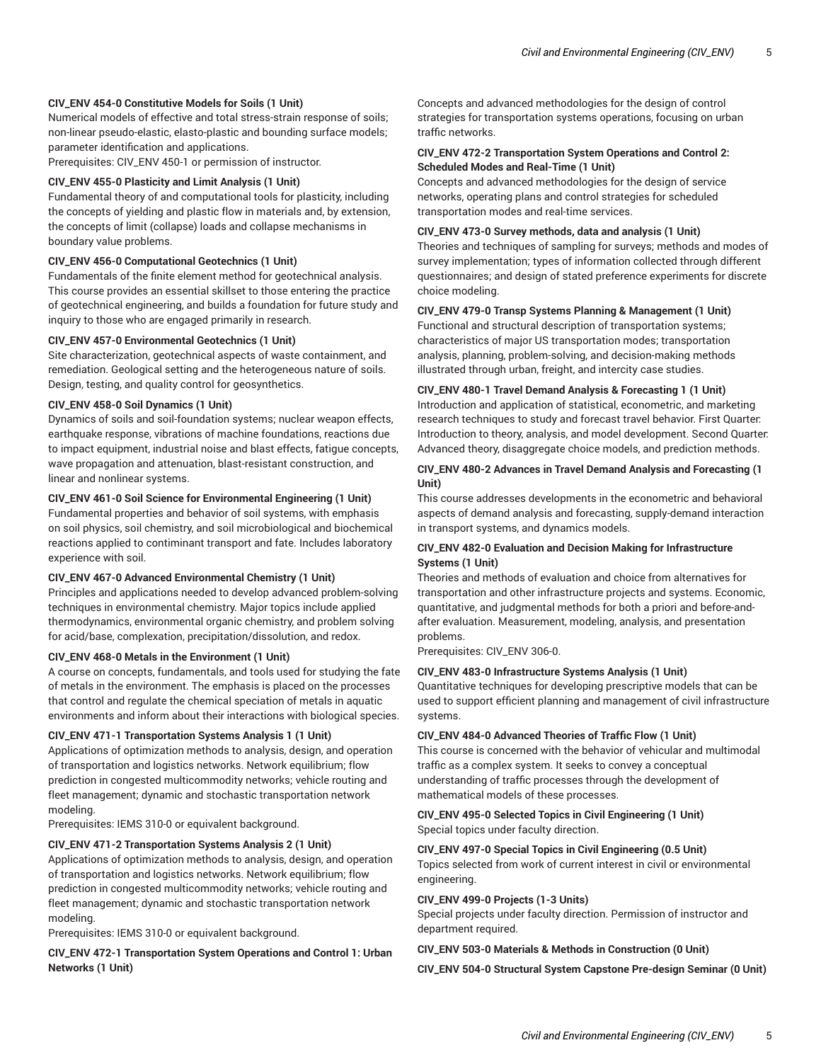**CIV_ENV 454-0 Constitutive Models for Soils (1 Unit)**
Numerical models of effective and total stress-strain response of soils; non-linear pseudo-elastic, elasto-plastic and bounding surface models; parameter identification and applications.
Prerequisites: CIV_ENV 450-1 or permission of instructor.

**CIV_ENV 455-0 Plasticity and Limit Analysis (1 Unit)**
Fundamental theory of and computational tools for plasticity, including the concepts of yielding and plastic flow in materials and, by extension, the concepts of limit (collapse) loads and collapse mechanisms in boundary value problems.

**CIV_ENV 456-0 Computational Geotechnics (1 Unit)**
Fundamentals of the finite element method for geotechnical analysis. This course provides an essential skillset to those entering the practice of geotechnical engineering, and builds a foundation for future study and inquiry to those who are engaged primarily in research.

**CIV_ENV 457-0 Environmental Geotechnics (1 Unit)**
Site characterization, geotechnical aspects of waste containment, and remediation. Geological setting and the heterogeneous nature of soils. Design, testing, and quality control for geosynthetics.

**CIV_ENV 458-0 Soil Dynamics (1 Unit)**
Dynamics of soils and soil-foundation systems; nuclear weapon effects, earthquake response, vibrations of machine foundations, reactions due to impact equipment, industrial noise and blast effects, fatigue concepts, wave propagation and attenuation, blast-resistant construction, and linear and nonlinear systems.

**CIV_ENV 461-0 Soil Science for Environmental Engineering (1 Unit)**
Fundamental properties and behavior of soil systems, with emphasis on soil physics, soil chemistry, and soil microbiological and biochemical reactions applied to contiminant transport and fate. Includes laboratory experience with soil.

**CIV_ENV 467-0 Advanced Environmental Chemistry (1 Unit)**
Principles and applications needed to develop advanced problem-solving techniques in environmental chemistry. Major topics include applied thermodynamics, environmental organic chemistry, and problem solving for acid/base, complexation, precipitation/dissolution, and redox.

**CIV_ENV 468-0 Metals in the Environment (1 Unit)**
A course on concepts, fundamentals, and tools used for studying the fate of metals in the environment. The emphasis is placed on the processes that control and regulate the chemical speciation of metals in aquatic environments and inform about their interactions with biological species.

**CIV_ENV 471-1 Transportation Systems Analysis 1 (1 Unit)**
Applications of optimization methods to analysis, design, and operation of transportation and logistics networks. Network equilibrium; flow prediction in congested multicommodity networks; vehicle routing and fleet management; dynamic and stochastic transportation network modeling.
Prerequisites: IEMS 310-0 or equivalent background.

**CIV_ENV 471-2 Transportation Systems Analysis 2 (1 Unit)**
Applications of optimization methods to analysis, design, and operation of transportation and logistics networks. Network equilibrium; flow prediction in congested multicommodity networks; vehicle routing and fleet management; dynamic and stochastic transportation network modeling.
Prerequisites: IEMS 310-0 or equivalent background.

**CIV_ENV 472-1 Transportation System Operations and Control 1: Urban Networks (1 Unit)**
Concepts and advanced methodologies for the design of control strategies for transportation systems operations, focusing on urban traffic networks.

**CIV_ENV 472-2 Transportation System Operations and Control 2: Scheduled Modes and Real-Time (1 Unit)**
Concepts and advanced methodologies for the design of service networks, operating plans and control strategies for scheduled transportation modes and real-time services.

**CIV_ENV 473-0 Survey methods, data and analysis (1 Unit)**
Theories and techniques of sampling for surveys; methods and modes of survey implementation; types of information collected through different questionnaires; and design of stated preference experiments for discrete choice modeling.

**CIV_ENV 479-0 Transp Systems Planning & Management (1 Unit)**
Functional and structural description of transportation systems; characteristics of major US transportation modes; transportation analysis, planning, problem-solving, and decision-making methods illustrated through urban, freight, and intercity case studies.

**CIV_ENV 480-1 Travel Demand Analysis & Forecasting 1 (1 Unit)**
Introduction and application of statistical, econometric, and marketing research techniques to study and forecast travel behavior. First Quarter: Introduction to theory, analysis, and model development. Second Quarter: Advanced theory, disaggregate choice models, and prediction methods.

**CIV_ENV 480-2 Advances in Travel Demand Analysis and Forecasting (1 Unit)**
This course addresses developments in the econometric and behavioral aspects of demand analysis and forecasting, supply-demand interaction in transport systems, and dynamics models.

**CIV_ENV 482-0 Evaluation and Decision Making for Infrastructure Systems (1 Unit)**
Theories and methods of evaluation and choice from alternatives for transportation and other infrastructure projects and systems. Economic, quantitative, and judgmental methods for both a priori and before-and-after evaluation. Measurement, modeling, analysis, and presentation problems.
Prerequisites: CIV_ENV 306-0.

**CIV_ENV 483-0 Infrastructure Systems Analysis (1 Unit)**
Quantitative techniques for developing prescriptive models that can be used to support efficient planning and management of civil infrastructure systems.

**CIV_ENV 484-0 Advanced Theories of Traffic Flow (1 Unit)**
This course is concerned with the behavior of vehicular and multimodal traffic as a complex system. It seeks to convey a conceptual understanding of traffic processes through the development of mathematical models of these processes.

**CIV_ENV 495-0 Selected Topics in Civil Engineering (1 Unit)**
Special topics under faculty direction.

**CIV_ENV 497-0 Special Topics in Civil Engineering (0.5 Unit)**
Topics selected from work of current interest in civil or environmental engineering.

**CIV_ENV 499-0 Projects (1-3 Units)**
Special projects under faculty direction. Permission of instructor and department required.

**CIV_ENV 503-0 Materials & Methods in Construction (0 Unit)**

**CIV_ENV 504-0 Structural System Capstone Pre-design Seminar (0 Unit)**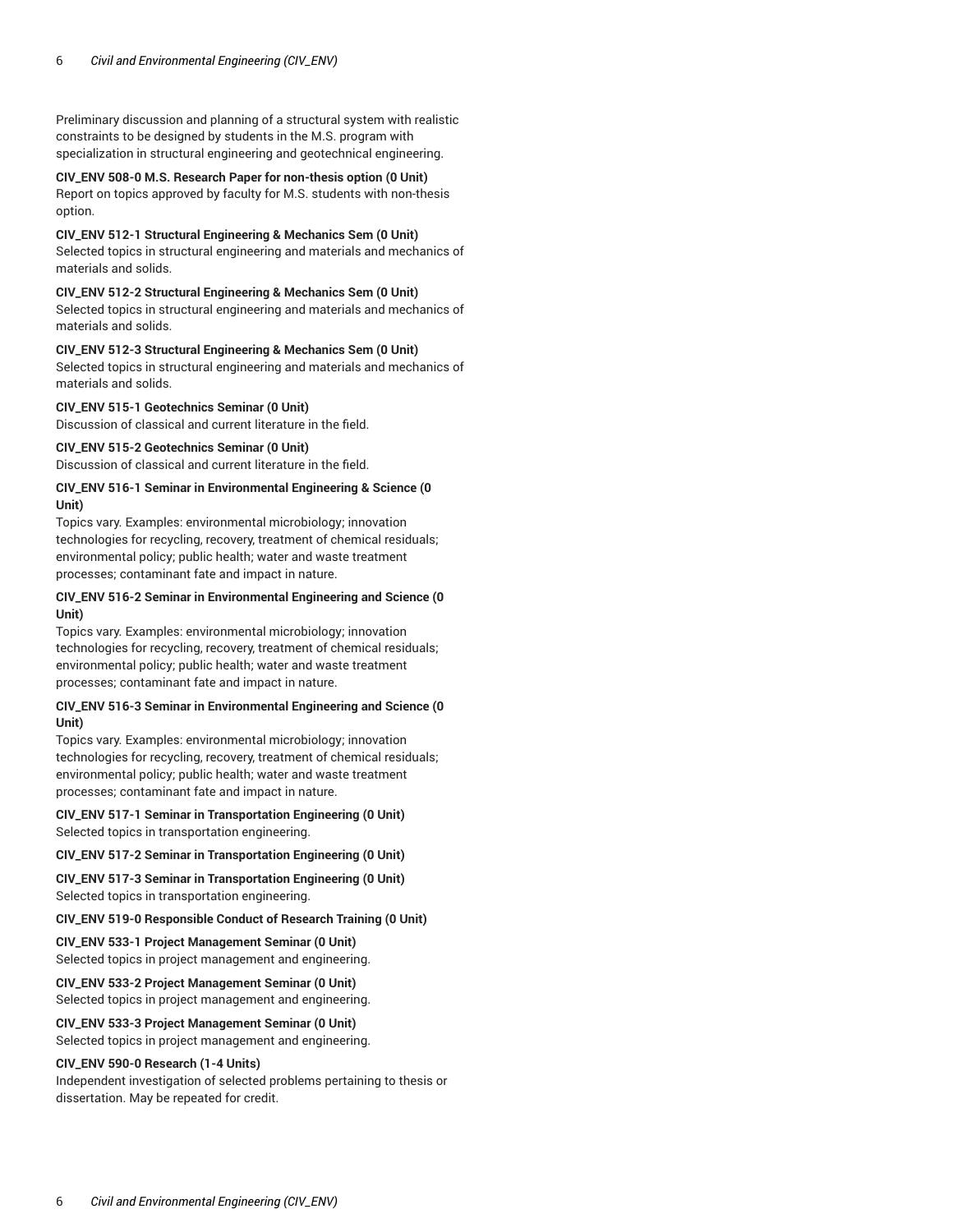Preliminary discussion and planning of a structural system with realistic constraints to be designed by students in the M.S. program with specialization in structural engineering and geotechnical engineering.

**CIV_ENV 508-0 M.S. Research Paper for non-thesis option (0 Unit)**
Report on topics approved by faculty for M.S. students with non-thesis option.

**CIV_ENV 512-1 Structural Engineering & Mechanics Sem (0 Unit)**
Selected topics in structural engineering and materials and mechanics of materials and solids.

**CIV_ENV 512-2 Structural Engineering & Mechanics Sem (0 Unit)**
Selected topics in structural engineering and materials and mechanics of materials and solids.

**CIV_ENV 512-3 Structural Engineering & Mechanics Sem (0 Unit)**
Selected topics in structural engineering and materials and mechanics of materials and solids.

**CIV_ENV 515-1 Geotechnics Seminar (0 Unit)**
Discussion of classical and current literature in the field.

**CIV_ENV 515-2 Geotechnics Seminar (0 Unit)**
Discussion of classical and current literature in the field.

**CIV_ENV 516-1 Seminar in Environmental Engineering & Science (0 Unit)**
Topics vary. Examples: environmental microbiology; innovation technologies for recycling, recovery, treatment of chemical residuals; environmental policy; public health; water and waste treatment processes; contaminant fate and impact in nature.

**CIV_ENV 516-2 Seminar in Environmental Engineering and Science (0 Unit)**
Topics vary. Examples: environmental microbiology; innovation technologies for recycling, recovery, treatment of chemical residuals; environmental policy; public health; water and waste treatment processes; contaminant fate and impact in nature.

**CIV_ENV 516-3 Seminar in Environmental Engineering and Science (0 Unit)**
Topics vary. Examples: environmental microbiology; innovation technologies for recycling, recovery, treatment of chemical residuals; environmental policy; public health; water and waste treatment processes; contaminant fate and impact in nature.

**CIV_ENV 517-1 Seminar in Transportation Engineering (0 Unit)**
Selected topics in transportation engineering.

**CIV_ENV 517-2 Seminar in Transportation Engineering (0 Unit)**

**CIV_ENV 517-3 Seminar in Transportation Engineering (0 Unit)**
Selected topics in transportation engineering.

**CIV_ENV 519-0 Responsible Conduct of Research Training (0 Unit)**

**CIV_ENV 533-1 Project Management Seminar (0 Unit)**
Selected topics in project management and engineering.

**CIV_ENV 533-2 Project Management Seminar (0 Unit)**
Selected topics in project management and engineering.

**CIV_ENV 533-3 Project Management Seminar (0 Unit)**
Selected topics in project management and engineering.

**CIV_ENV 590-0 Research (1-4 Units)**
Independent investigation of selected problems pertaining to thesis or dissertation. May be repeated for credit.